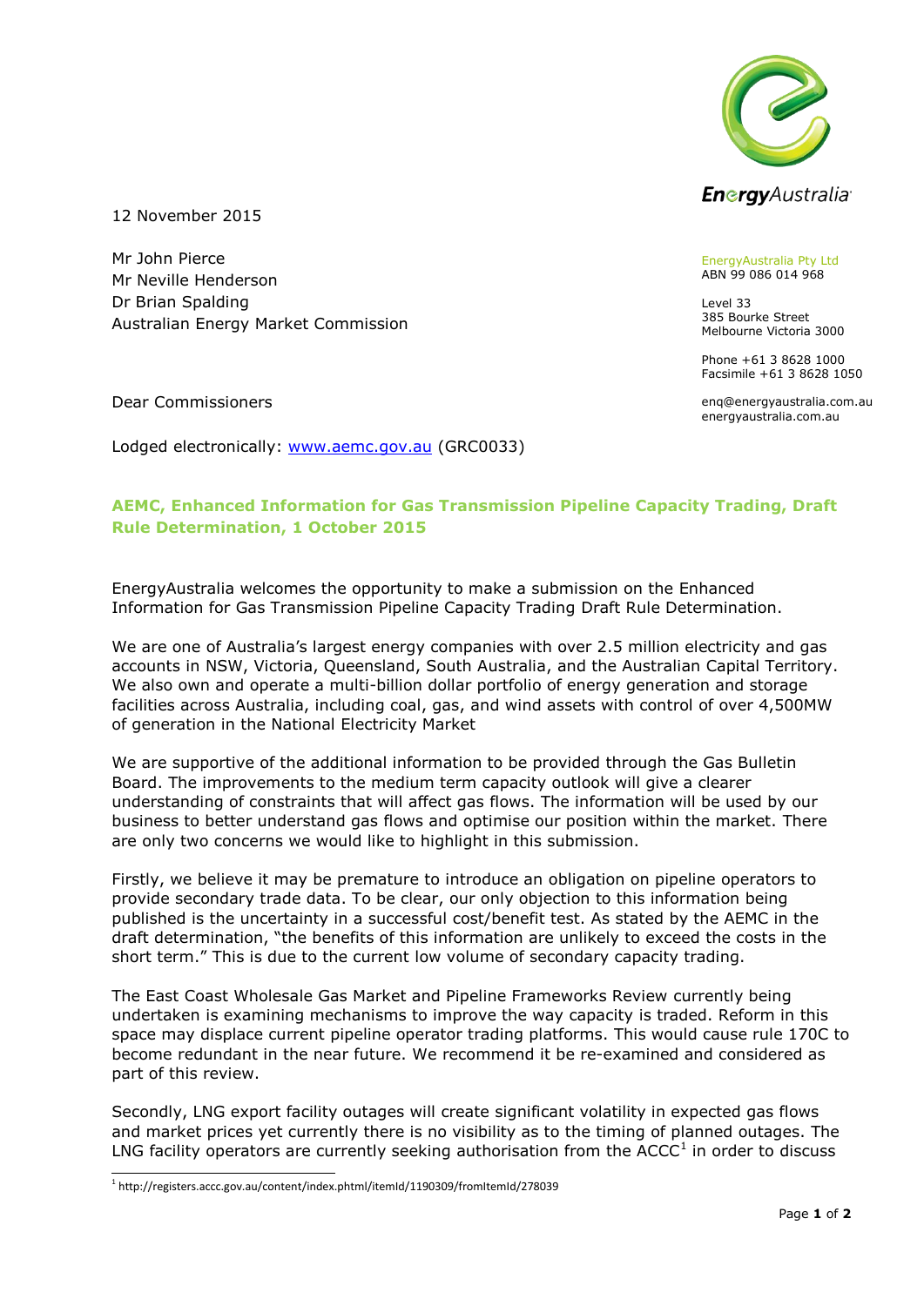12 November 2015

Mr John Pierce
Mr Neville Henderson
Dr Brian Spalding
Australian Energy Market Commission

EnergyAustralia Pty Ltd
ABN 99 086 014 968

Level 33
385 Bourke Street
Melbourne Victoria 3000

Phone +61 3 8628 1000
Facsimile +61 3 8628 1050

enq@energyaustralia.com.au
energyaustralia.com.au

Dear Commissioners

Lodged electronically: [www.aemc.gov.au](http://www.aemc.gov.au) (GRC0033)

## AEMC, Enhanced Information for Gas Transmission Pipeline Capacity Trading, Draft Rule Determination, 1 October 2015

EnergyAustralia welcomes the opportunity to make a submission on the Enhanced Information for Gas Transmission Pipeline Capacity Trading Draft Rule Determination.

We are one of Australia's largest energy companies with over 2.5 million electricity and gas accounts in NSW, Victoria, Queensland, South Australia, and the Australian Capital Territory. We also own and operate a multi-billion dollar portfolio of energy generation and storage facilities across Australia, including coal, gas, and wind assets with control of over 4,500MW of generation in the National Electricity Market

We are supportive of the additional information to be provided through the Gas Bulletin Board. The improvements to the medium term capacity outlook will give a clearer understanding of constraints that will affect gas flows. The information will be used by our business to better understand gas flows and optimise our position within the market. There are only two concerns we would like to highlight in this submission.

Firstly, we believe it may be premature to introduce an obligation on pipeline operators to provide secondary trade data. To be clear, our only objection to this information being published is the uncertainty in a successful cost/benefit test. As stated by the AEMC in the draft determination, "the benefits of this information are unlikely to exceed the costs in the short term." This is due to the current low volume of secondary capacity trading.

The East Coast Wholesale Gas Market and Pipeline Frameworks Review currently being undertaken is examining mechanisms to improve the way capacity is traded. Reform in this space may displace current pipeline operator trading platforms. This would cause rule 170C to become redundant in the near future. We recommend it be re-examined and considered as part of this review.

Secondly, LNG export facility outages will create significant volatility in expected gas flows and market prices yet currently there is no visibility as to the timing of planned outages. The LNG facility operators are currently seeking authorisation from the ACCC[1] in order to discuss

[1] http://registers.accc.gov.au/content/index.phtml/itemId/1190309/fromItemId/278039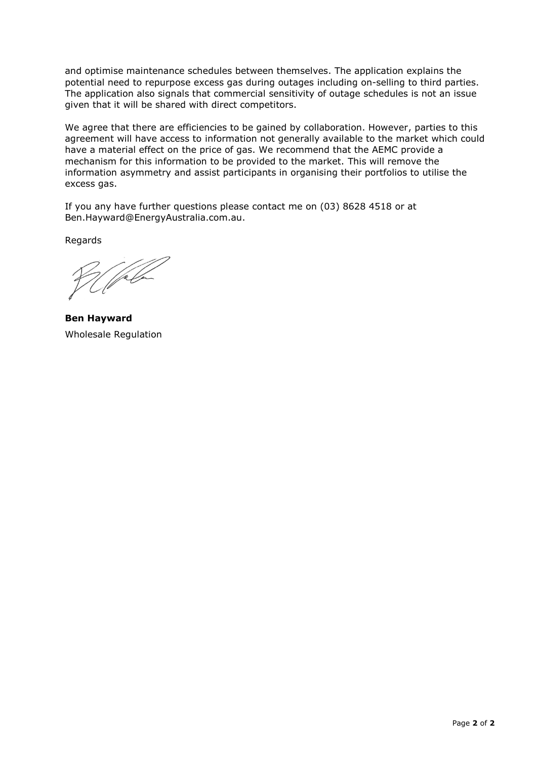and optimise maintenance schedules between themselves. The application explains the potential need to repurpose excess gas during outages including on-selling to third parties. The application also signals that commercial sensitivity of outage schedules is not an issue given that it will be shared with direct competitors.

We agree that there are efficiencies to be gained by collaboration. However, parties to this agreement will have access to information not generally available to the market which could have a material effect on the price of gas. We recommend that the AEMC provide a mechanism for this information to be provided to the market. This will remove the information asymmetry and assist participants in organising their portfolios to utilise the excess gas.

If you any have further questions please contact me on (03) 8628 4518 or at Ben.Hayward@EnergyAustralia.com.au.

Regards

**Ben Hayward**

Wholesale Regulation